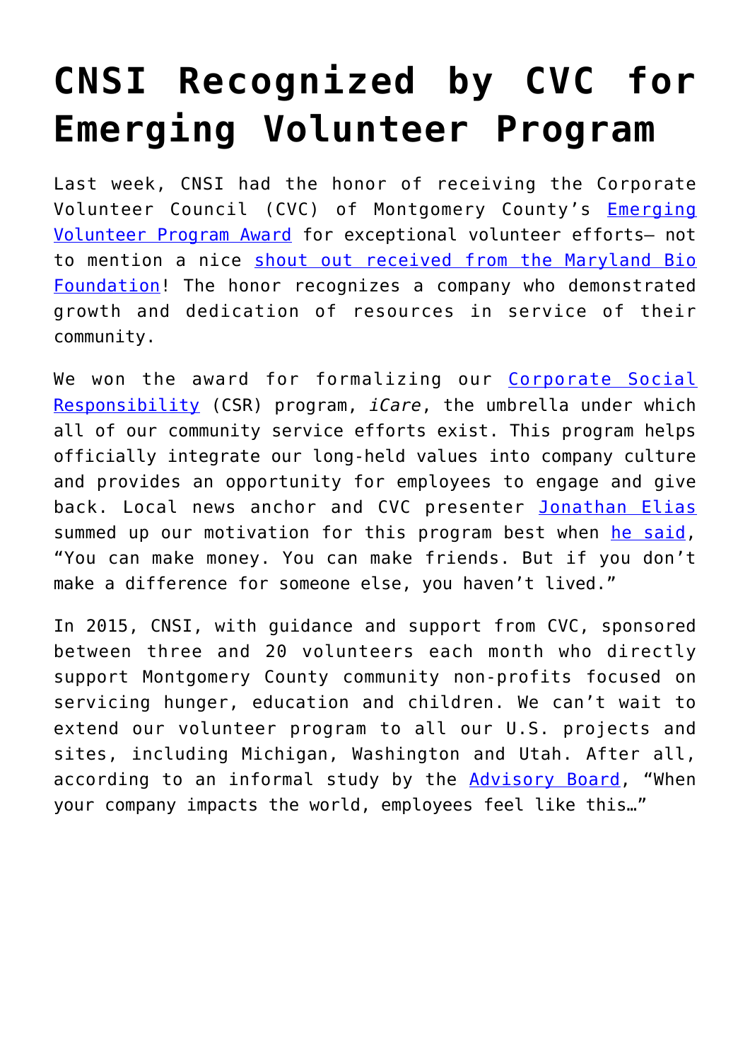# CNSI Recognized by CVC for Emerging Volunteer Program

Last week, CNSI had the honor of receiving the Corporate Volunteer Council (CVC) of Montgomery County's Emerging Volunteer Program Award for exceptional volunteer efforts– not to mention a nice shout out received from the Maryland Bio Foundation! The honor recognizes a company who demonstrated growth and dedication of resources in service of their community.

We won the award for formalizing our Corporate Social Responsibility (CSR) program, *iCare*, the umbrella under which all of our community service efforts exist. This program helps officially integrate our long-held values into company culture and provides an opportunity for employees to engage and give back. Local news anchor and CVC presenter Jonathan Elias summed up our motivation for this program best when he said, "You can make money. You can make friends. But if you don't make a difference for someone else, you haven't lived."

In 2015, CNSI, with guidance and support from CVC, sponsored between three and 20 volunteers each month who directly support Montgomery County community non-profits focused on servicing hunger, education and children. We can't wait to extend our volunteer program to all our U.S. projects and sites, including Michigan, Washington and Utah. After all, according to an informal study by the Advisory Board, "When your company impacts the world, employees feel like this…"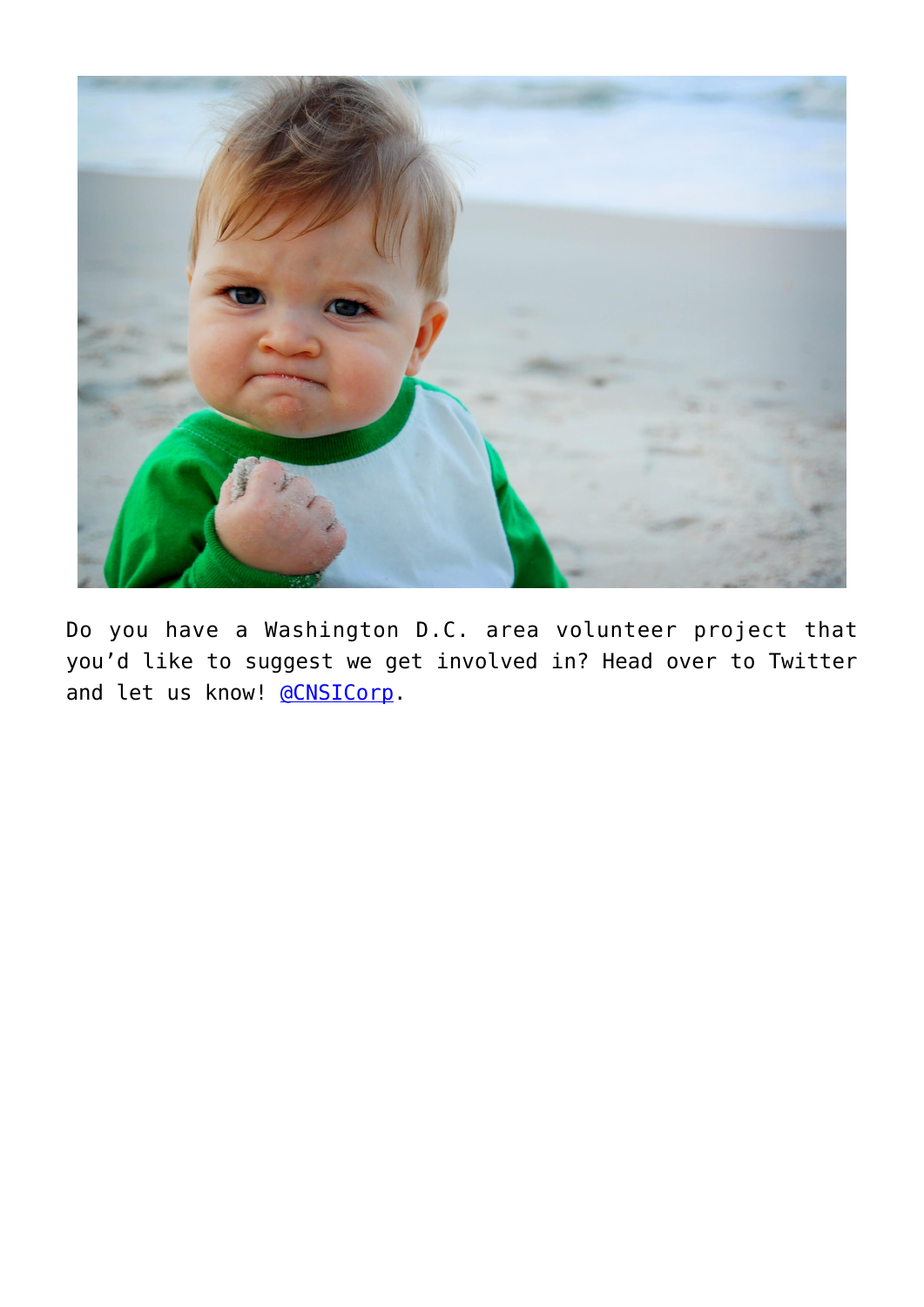Do you have a Washington D.C. area volunteer project that you'd like to suggest we get involved in? Head over to Twitter and let us know! [@CNSICorp](https://twitter.com/CNSICorp).